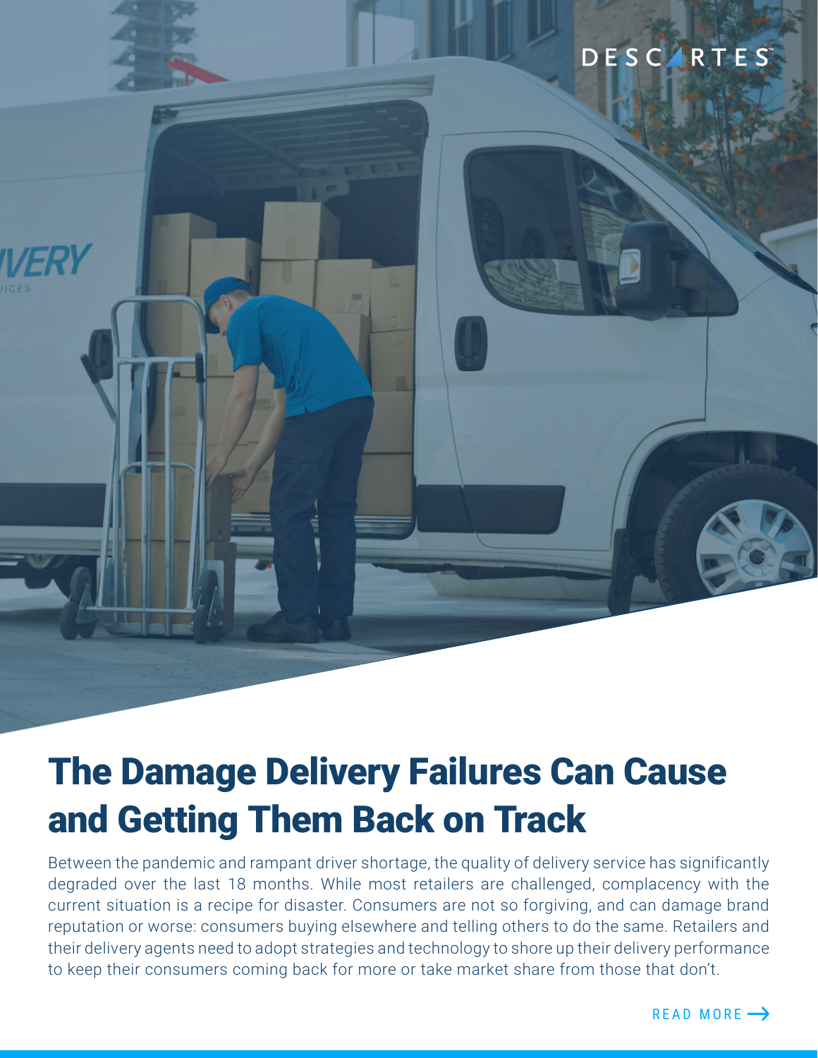# The Damage Delivery Failures Can Cause and Getting Them Back on Track

Between the pandemic and rampant driver shortage, the quality of delivery service has significantly degraded over the last 18 months. While most retailers are challenged, complacency with the current situation is a recipe for disaster. Consumers are not so forgiving, and can damage brand reputation or worse: consumers buying elsewhere and telling others to do the same. Retailers and their delivery agents need to adopt strategies and technology to shore up their delivery performance to keep their consumers coming back for more or take market share from those that don't.

READ MORE →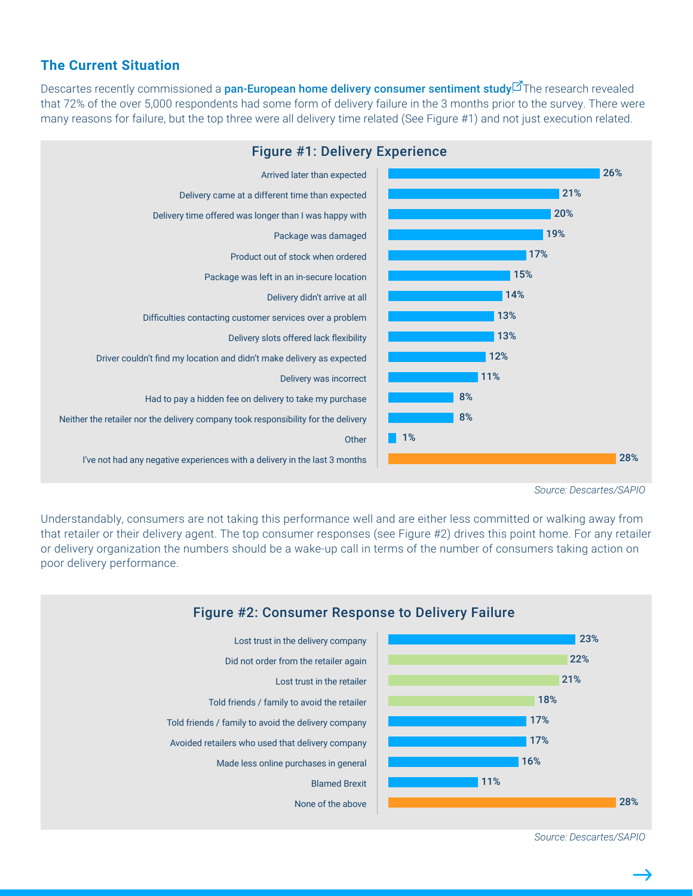## The Current Situation

Descartes recently commissioned a **pan-European home delivery consumer sentiment study**. The research revealed that 72% of the over 5,000 respondents had some form of delivery failure in the 3 months prior to the survey. There were many reasons for failure, but the top three were all delivery time related (See Figure #1) and not just execution related.

**Figure #1: Delivery Experience**

| Response | % |
| --- | --- |
| Arrived later than expected | 26% |
| Delivery came at a different time than expected | 21% |
| Delivery time offered was longer than I was happy with | 20% |
| Package was damaged | 19% |
| Product out of stock when ordered | 17% |
| Package was left in an in-secure location | 15% |
| Delivery didn't arrive at all | 14% |
| Difficulties contacting customer services over a problem | 13% |
| Delivery slots offered lack flexibility | 13% |
| Driver couldn't find my location and didn't make delivery as expected | 12% |
| Delivery was incorrect | 11% |
| Had to pay a hidden fee on delivery to take my purchase | 8% |
| Neither the retailer nor the delivery company took responsibility for the delivery | 8% |
| Other | 1% |
| I've not had any negative experiences with a delivery in the last 3 months | 28% |

*Source: Descartes/SAPIO*

Understandably, consumers are not taking this performance well and are either less committed or walking away from that retailer or their delivery agent. The top consumer responses (see Figure #2) drives this point home. For any retailer or delivery organization the numbers should be a wake-up call in terms of the number of consumers taking action on poor delivery performance.

**Figure #2: Consumer Response to Delivery Failure**

| Response | % |
| --- | --- |
| Lost trust in the delivery company | 23% |
| Did not order from the retailer again | 22% |
| Lost trust in the retailer | 21% |
| Told friends / family to avoid the retailer | 18% |
| Told friends / family to avoid the delivery company | 17% |
| Avoided retailers who used that delivery company | 17% |
| Made less online purchases in general | 16% |
| Blamed Brexit | 11% |
| None of the above | 28% |

*Source: Descartes/SAPIO*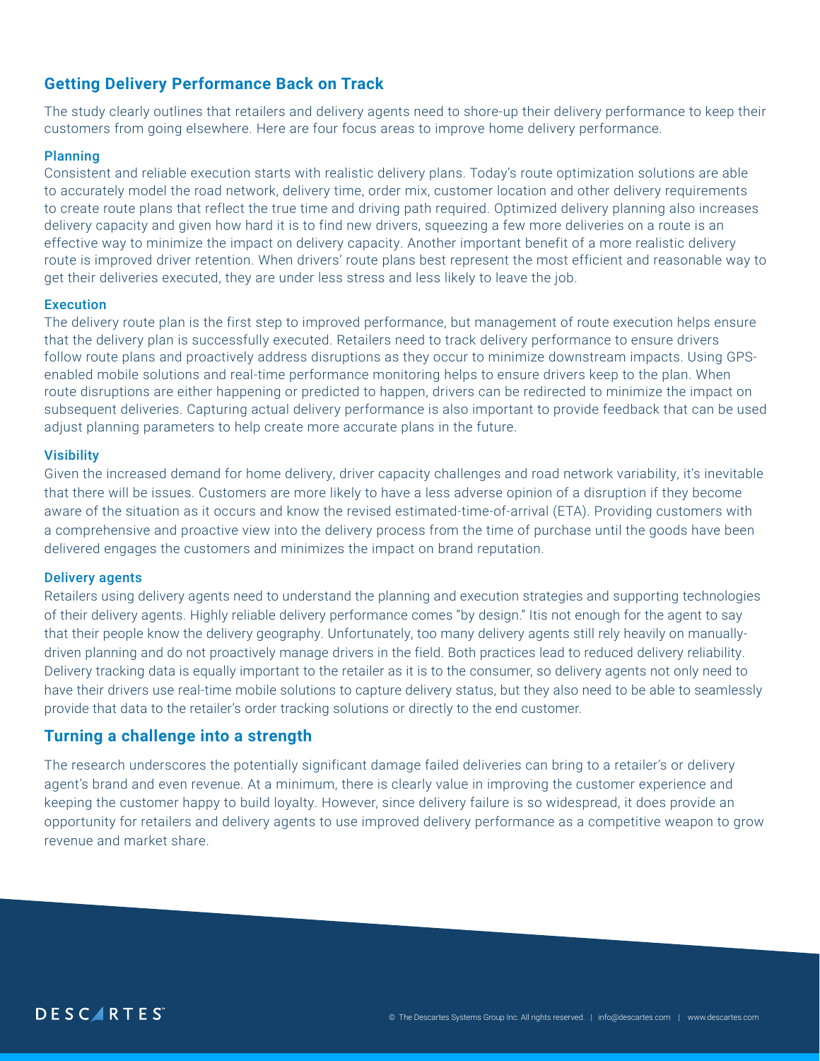## Getting Delivery Performance Back on Track

The study clearly outlines that retailers and delivery agents need to shore-up their delivery performance to keep their customers from going elsewhere. Here are four focus areas to improve home delivery performance.

### Planning

Consistent and reliable execution starts with realistic delivery plans. Today's route optimization solutions are able to accurately model the road network, delivery time, order mix, customer location and other delivery requirements to create route plans that reflect the true time and driving path required. Optimized delivery planning also increases delivery capacity and given how hard it is to find new drivers, squeezing a few more deliveries on a route is an effective way to minimize the impact on delivery capacity. Another important benefit of a more realistic delivery route is improved driver retention. When drivers' route plans best represent the most efficient and reasonable way to get their deliveries executed, they are under less stress and less likely to leave the job.

### Execution

The delivery route plan is the first step to improved performance, but management of route execution helps ensure that the delivery plan is successfully executed. Retailers need to track delivery performance to ensure drivers follow route plans and proactively address disruptions as they occur to minimize downstream impacts. Using GPS-enabled mobile solutions and real-time performance monitoring helps to ensure drivers keep to the plan. When route disruptions are either happening or predicted to happen, drivers can be redirected to minimize the impact on subsequent deliveries. Capturing actual delivery performance is also important to provide feedback that can be used adjust planning parameters to help create more accurate plans in the future.

### Visibility

Given the increased demand for home delivery, driver capacity challenges and road network variability, it's inevitable that there will be issues. Customers are more likely to have a less adverse opinion of a disruption if they become aware of the situation as it occurs and know the revised estimated-time-of-arrival (ETA). Providing customers with a comprehensive and proactive view into the delivery process from the time of purchase until the goods have been delivered engages the customers and minimizes the impact on brand reputation.

### Delivery agents

Retailers using delivery agents need to understand the planning and execution strategies and supporting technologies of their delivery agents. Highly reliable delivery performance comes "by design." Itis not enough for the agent to say that their people know the delivery geography. Unfortunately, too many delivery agents still rely heavily on manually-driven planning and do not proactively manage drivers in the field. Both practices lead to reduced delivery reliability. Delivery tracking data is equally important to the retailer as it is to the consumer, so delivery agents not only need to have their drivers use real-time mobile solutions to capture delivery status, but they also need to be able to seamlessly provide that data to the retailer's order tracking solutions or directly to the end customer.

## Turning a challenge into a strength

The research underscores the potentially significant damage failed deliveries can bring to a retailer's or delivery agent's brand and even revenue. At a minimum, there is clearly value in improving the customer experience and keeping the customer happy to build loyalty. However, since delivery failure is so widespread, it does provide an opportunity for retailers and delivery agents to use improved delivery performance as a competitive weapon to grow revenue and market share.

DESCARTES

© The Descartes Systems Group Inc. All rights reserved. | info@descartes.com | www.descartes.com